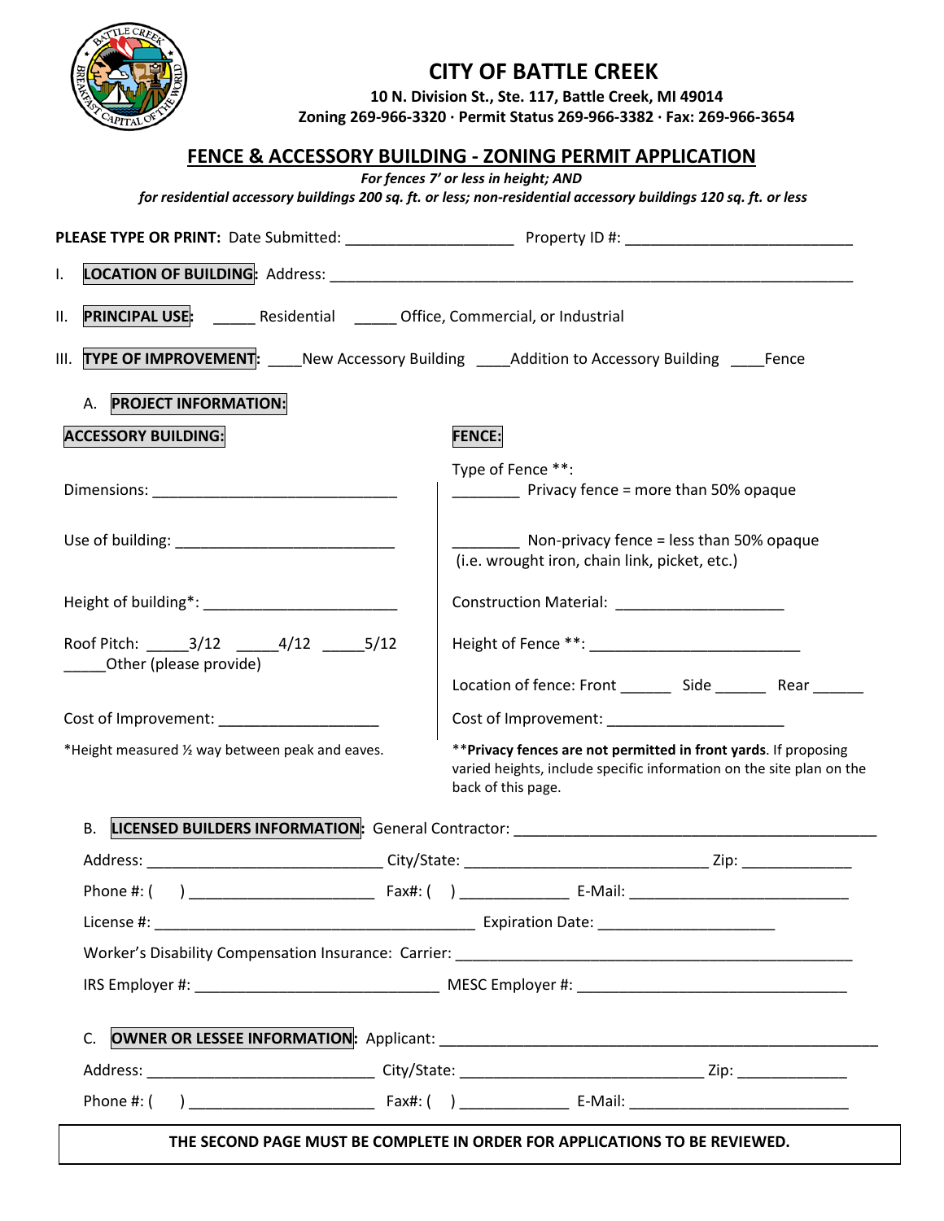# CITY OF BATTLE CREEK

**10 N. Division St., Ste. 117, Battle Creek, MI 49014**
**Zoning 269-966-3320 · Permit Status 269-966-3382 · Fax: 269-966-3654**

## FENCE & ACCESSORY BUILDING - ZONING PERMIT APPLICATION

*For fences 7' or less in height; AND*
*for residential accessory buildings 200 sq. ft. or less; non-residential accessory buildings 120 sq. ft. or less*

**PLEASE TYPE OR PRINT:** Date Submitted: ____________________ Property ID #: ___________________________

I. **LOCATION OF BUILDING**: Address: ________________________________________________________________

II. **PRINCIPAL USE**: _____ Residential _____ Office, Commercial, or Industrial

III. **TYPE OF IMPROVEMENT**: ____New Accessory Building ____Addition to Accessory Building ____Fence

A. **PROJECT INFORMATION:**

**ACCESSORY BUILDING:**

Dimensions: ______________________________

Use of building: ___________________________

Height of building*: _______________________

Roof Pitch: _____3/12 _____4/12 _____5/12
_____Other (please provide)

Cost of Improvement: ___________________

*Height measured ½ way between peak and eaves.

**FENCE:**

Type of Fence **:
________ Privacy fence = more than 50% opaque

________ Non-privacy fence = less than 50% opaque
(i.e. wrought iron, chain link, picket, etc.)

Construction Material: ____________________

Height of Fence **: _________________________

Location of fence: Front ______ Side ______ Rear ______

Cost of Improvement: _____________________

****Privacy fences are not permitted in front yards**. If proposing varied heights, include specific information on the site plan on the back of this page.

B. **LICENSED BUILDERS INFORMATION**: General Contractor: ____________________________________________

Address: ____________________________ City/State: ______________________________ Zip: _____________

Phone #: ( ) ______________________ Fax#: ( ) _____________ E-Mail: __________________________

License #: _______________________________________ Expiration Date: _____________________

Worker's Disability Compensation Insurance: Carrier: ________________________________________________

IRS Employer #: ______________________________ MESC Employer #: _________________________________

C. **OWNER OR LESSEE INFORMATION**: Applicant: ______________________________________________________

Address: ____________________________ City/State: ______________________________ Zip: _____________

Phone #: ( ) ______________________ Fax#: ( ) _____________ E-Mail: __________________________

**THE SECOND PAGE MUST BE COMPLETE IN ORDER FOR APPLICATIONS TO BE REVIEWED.**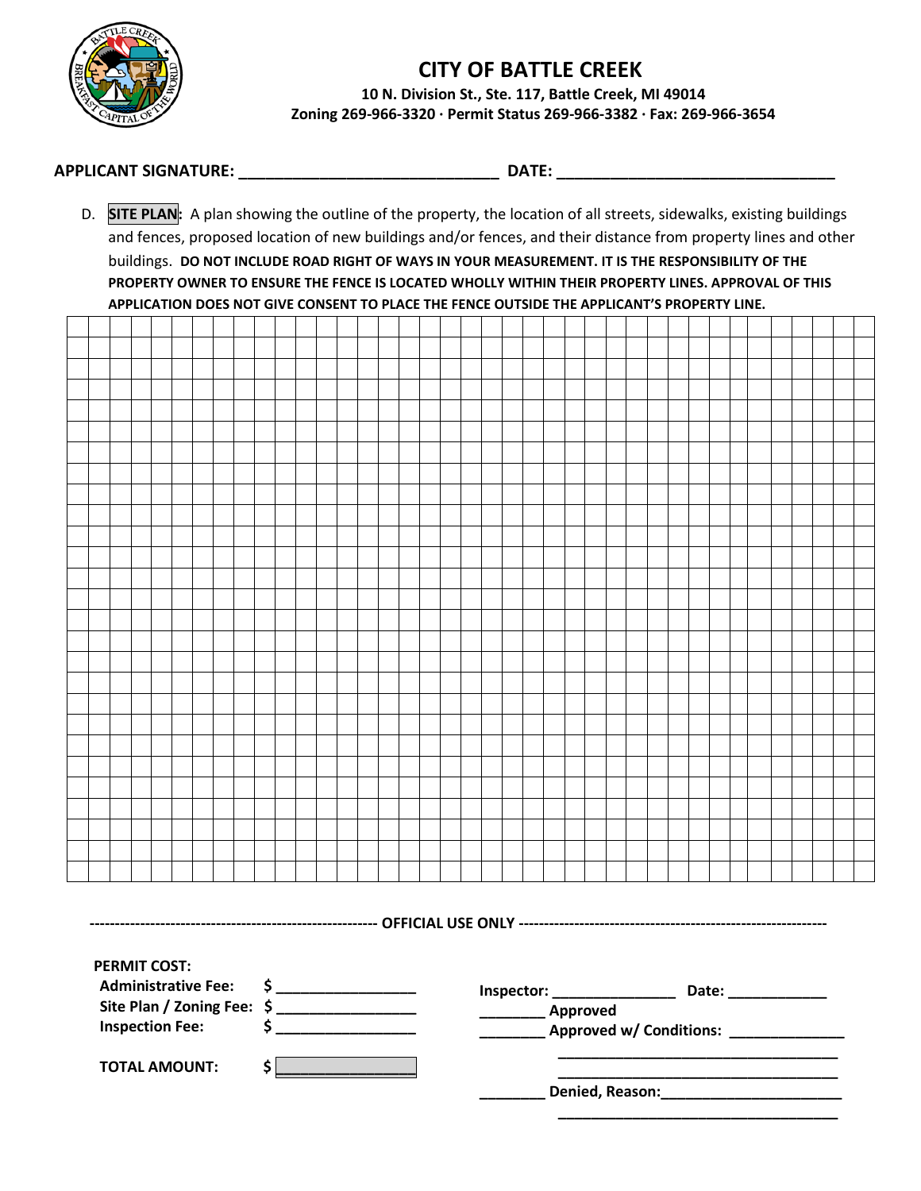# CITY OF BATTLE CREEK

**10 N. Division St., Ste. 117, Battle Creek, MI 49014**
**Zoning 269-966-3320 · Permit Status 269-966-3382 · Fax: 269-966-3654**

**APPLICANT SIGNATURE: ______________________________ DATE: ________________________________**

D. **SITE PLAN:** A plan showing the outline of the property, the location of all streets, sidewalks, existing buildings and fences, proposed location of new buildings and/or fences, and their distance from property lines and other buildings. **DO NOT INCLUDE ROAD RIGHT OF WAYS IN YOUR MEASUREMENT. IT IS THE RESPONSIBILITY OF THE PROPERTY OWNER TO ENSURE THE FENCE IS LOCATED WHOLLY WITHIN THEIR PROPERTY LINES. APPROVAL OF THIS APPLICATION DOES NOT GIVE CONSENT TO PLACE THE FENCE OUTSIDE THE APPLICANT'S PROPERTY LINE.**

**---------------------------------------------------------- OFFICIAL USE ONLY ----------------------------------------------------------**

**PERMIT COST:**

**Administrative Fee:** $ _________________

**Site Plan / Zoning Fee:** $ _________________

**Inspection Fee:** $ _________________

**TOTAL AMOUNT:** $ _________________

**Inspector:** _______________ **Date:** ____________

________ **Approved**

________ **Approved w/ Conditions:** ______________

___________________________________

___________________________________

________ **Denied, Reason:**______________________

___________________________________